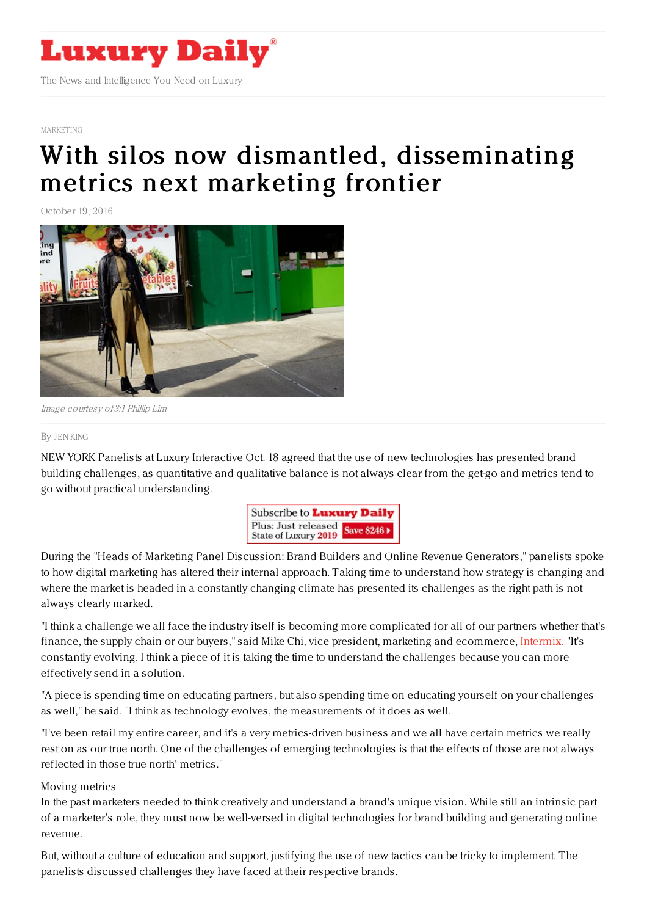MARKETING

# With silos now dismantled, disseminating metrics next marketing frontier

October 19, 2016

*Image courtesy of 3.1 Phillip Lim*

By JEN KING

NEW YORK Panelists at Luxury Interactive Oct. 18 agreed that the use of new technologies has presented brand building challenges, as quantitative and qualitative balance is not always clear from the get-go and metrics tend to go without practical understanding.

During the "Heads of Marketing Panel Discussion: Brand Builders and Online Revenue Generators," panelists spoke to how digital marketing has altered their internal approach. Taking time to understand how strategy is changing and where the market is headed in a constantly changing climate has presented its challenges as the right path is not always clearly marked.

"I think a challenge we all face the industry itself is becoming more complicated for all of our partners whether that's finance, the supply chain or our buyers," said Mike Chi, vice president, marketing and ecommerce, Intermix. "It's constantly evolving. I think a piece of it is taking the time to understand the challenges because you can more effectively send in a solution.

"A piece is spending time on educating partners, but also spending time on educating yourself on your challenges as well," he said. "I think as technology evolves, the measurements of it does as well.

"I've been retail my entire career, and it's a very metrics-driven business and we all have certain metrics we really rest on as our true north. One of the challenges of emerging technologies is that the effects of those are not always reflected in those true north' metrics."

Moving metrics

In the past marketers needed to think creatively and understand a brand's unique vision. While still an intrinsic part of a marketer's role, they must now be well-versed in digital technologies for brand building and generating online revenue.

But, without a culture of education and support, justifying the use of new tactics can be tricky to implement. The panelists discussed challenges they have faced at their respective brands.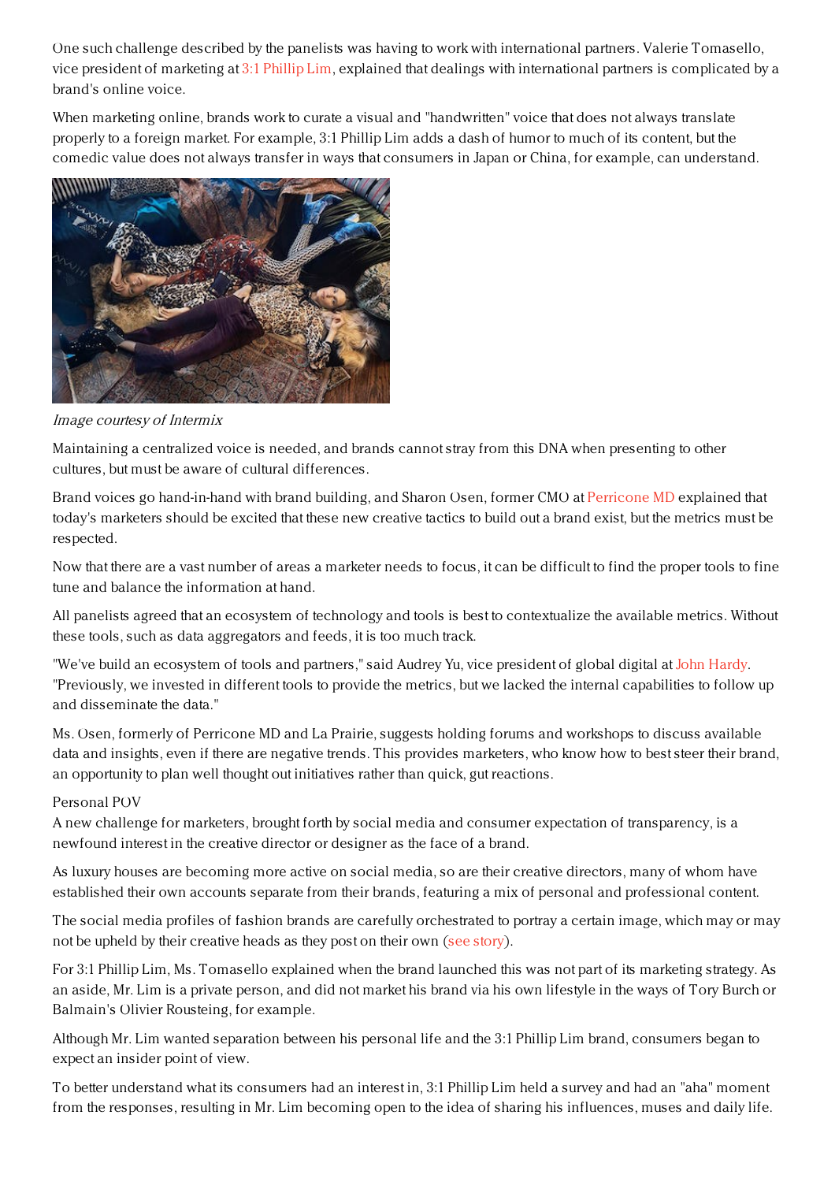One such challenge described by the panelists was having to work with international partners. Valerie Tomasello, vice president of marketing at 3:1 Phillip Lim, explained that dealings with international partners is complicated by a brand's online voice.

When marketing online, brands work to curate a visual and "handwritten" voice that does not always translate properly to a foreign market. For example, 3:1 Phillip Lim adds a dash of humor to much of its content, but the comedic value does not always transfer in ways that consumers in Japan or China, for example, can understand.

*Image courtesy of Intermix*

Maintaining a centralized voice is needed, and brands cannot stray from this DNA when presenting to other cultures, but must be aware of cultural differences.

Brand voices go hand-in-hand with brand building, and Sharon Osen, former CMO at Perricone MD explained that today's marketers should be excited that these new creative tactics to build out a brand exist, but the metrics must be respected.

Now that there are a vast number of areas a marketer needs to focus, it can be difficult to find the proper tools to fine tune and balance the information at hand.

All panelists agreed that an ecosystem of technology and tools is best to contextualize the available metrics. Without these tools, such as data aggregators and feeds, it is too much track.

"We've build an ecosystem of tools and partners," said Audrey Yu, vice president of global digital at John Hardy. "Previously, we invested in different tools to provide the metrics, but we lacked the internal capabilities to follow up and disseminate the data."

Ms. Osen, formerly of Perricone MD and La Prairie, suggests holding forums and workshops to discuss available data and insights, even if there are negative trends. This provides marketers, who know how to best steer their brand, an opportunity to plan well thought out initiatives rather than quick, gut reactions.

Personal POV

A new challenge for marketers, brought forth by social media and consumer expectation of transparency, is a newfound interest in the creative director or designer as the face of a brand.

As luxury houses are becoming more active on social media, so are their creative directors, many of whom have established their own accounts separate from their brands, featuring a mix of personal and professional content.

The social media profiles of fashion brands are carefully orchestrated to portray a certain image, which may or may not be upheld by their creative heads as they post on their own (see story).

For 3:1 Phillip Lim, Ms. Tomasello explained when the brand launched this was not part of its marketing strategy. As an aside, Mr. Lim is a private person, and did not market his brand via his own lifestyle in the ways of Tory Burch or Balmain's Olivier Rousteing, for example.

Although Mr. Lim wanted separation between his personal life and the 3:1 Phillip Lim brand, consumers began to expect an insider point of view.

To better understand what its consumers had an interest in, 3:1 Phillip Lim held a survey and had an "aha" moment from the responses, resulting in Mr. Lim becoming open to the idea of sharing his influences, muses and daily life.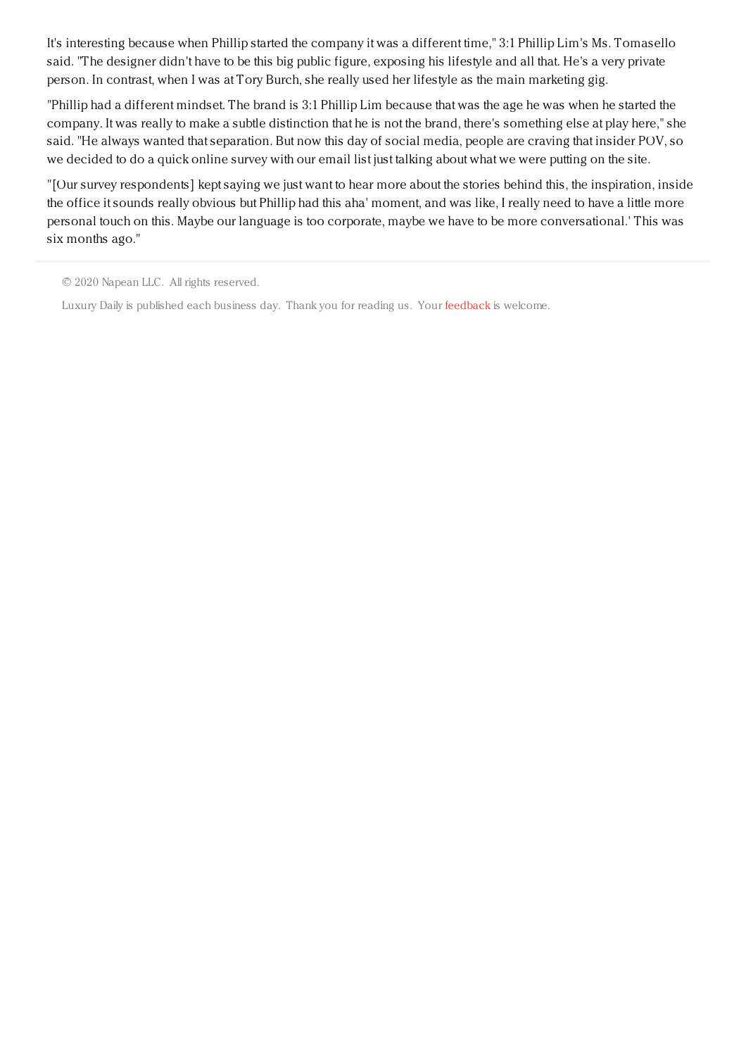It's interesting because when Phillip started the company it was a different time," 3:1 Phillip Lim's Ms. Tomasello said. "The designer didn't have to be this big public figure, exposing his lifestyle and all that. He's a very private person. In contrast, when I was at Tory Burch, she really used her lifestyle as the main marketing gig.

"Phillip had a different mindset. The brand is 3:1 Phillip Lim because that was the age he was when he started the company. It was really to make a subtle distinction that he is not the brand, there's something else at play here," she said. "He always wanted that separation. But now this day of social media, people are craving that insider POV, so we decided to do a quick online survey with our email list just talking about what we were putting on the site.

"[Our survey respondents] kept saying we just want to hear more about the stories behind this, the inspiration, inside the office it sounds really obvious but Phillip had this aha' moment, and was like, I really need to have a little more personal touch on this. Maybe our language is too corporate, maybe we have to be more conversational.' This was six months ago."

© 2020 Napean LLC. All rights reserved.

Luxury Daily is published each business day. Thank you for reading us. Your feedback is welcome.